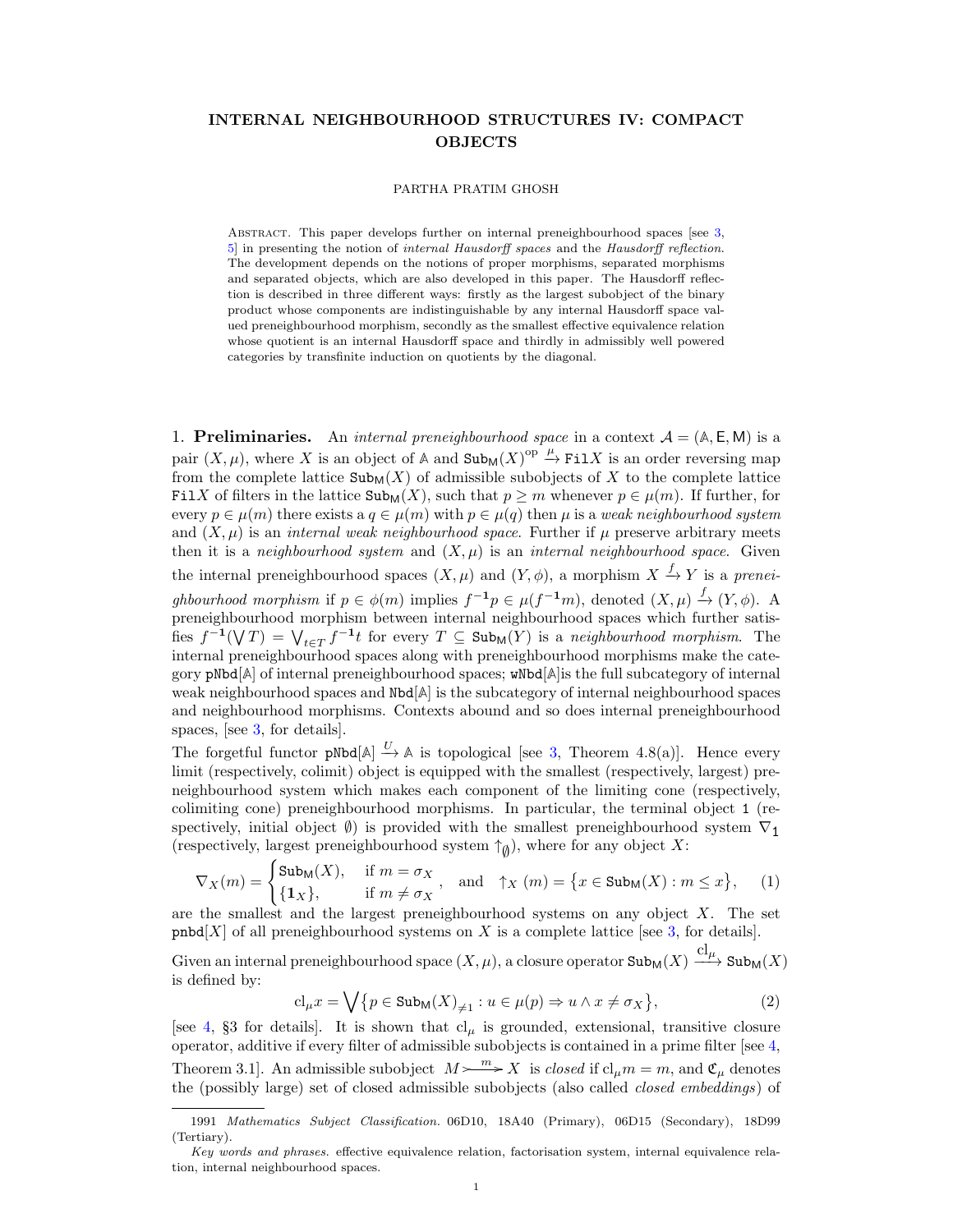# INTERNAL NEIGHBOURHOOD STRUCTURES IV: COMPACT OBJECTS

PARTHA PRATIM GHOSH

Abstract. This paper develops further on internal preneighbourhood spaces [see 3, 5] in presenting the notion of *internal Hausdorff spaces* and the *Hausdorff reflection*. The development depends on the notions of proper morphisms, separated morphisms and separated objects, which are also developed in this paper. The Hausdorff reflection is described in three different ways: firstly as the largest subobject of the binary product whose components are indistinguishable by any internal Hausdorff space valued preneighbourhood morphism, secondly as the smallest effective equivalence relation whose quotient is an internal Hausdorff space and thirdly in admissibly well powered categories by transfinite induction on quotients by the diagonal.

1. **Preliminaries.** An *internal preneighbourhood space* in a context $\mathcal{A} = (\mathbb{A}, \mathsf{E}, \mathsf{M})$ is a pair $(X, \mu)$, where $X$ is an object of $\mathbb{A}$ and $\mathtt{Sub}_{\mathsf{M}}(X)^{\mathrm{op}} \xrightarrow{\mu} \mathtt{Fil}X$ is an order reversing map from the complete lattice $\mathtt{Sub}_{\mathsf{M}}(X)$ of admissible subobjects of $X$ to the complete lattice $\mathtt{Fil}X$ of filters in the lattice $\mathtt{Sub}_{\mathsf{M}}(X)$, such that $p \geq m$ whenever $p \in \mu(m)$. If further, for every $p \in \mu(m)$ there exists a $q \in \mu(m)$ with $p \in \mu(q)$ then $\mu$ is a *weak neighbourhood system* and $(X, \mu)$ is an *internal weak neighbourhood space*. Further if $\mu$ preserve arbitrary meets then it is a *neighbourhood system* and $(X, \mu)$ is an *internal neighbourhood space*. Given the internal preneighbourhood spaces $(X, \mu)$ and $(Y, \phi)$, a morphism $X \xrightarrow{f} Y$ is a *preneighbourhood morphism* if $p \in \phi(m)$ implies $f^{-1}p \in \mu(f^{-1}m)$, denoted $(X, \mu) \xrightarrow{f} (Y, \phi)$. A preneighbourhood morphism between internal neighbourhood spaces which further satisfies $f^{-1}(\bigvee T) = \bigvee_{t \in T} f^{-1}t$ for every $T \subseteq \mathtt{Sub}_{\mathsf{M}}(Y)$ is a *neighbourhood morphism*. The internal preneighbourhood spaces along with preneighbourhood morphisms make the category $\mathtt{pNbd}[\mathbb{A}]$ of internal preneighbourhood spaces; $\mathtt{wNbd}[\mathbb{A}]$is the full subcategory of internal weak neighbourhood spaces and $\mathtt{Nbd}[\mathbb{A}]$ is the subcategory of internal neighbourhood spaces and neighbourhood morphisms. Contexts abound and so does internal preneighbourhood spaces, [see 3, for details].

The forgetful functor $\mathtt{pNbd}[\mathbb{A}] \xrightarrow{U} \mathbb{A}$ is topological [see 3, Theorem 4.8(a)]. Hence every limit (respectively, colimit) object is equipped with the smallest (respectively, largest) preneighbourhood system which makes each component of the limiting cone (respectively, colimiting cone) preneighbourhood morphisms. In particular, the terminal object $\mathtt{1}$ (respectively, initial object $\emptyset$) is provided with the smallest preneighbourhood system $\nabla_{\mathtt{1}}$ (respectively, largest preneighbourhood system $\uparrow_{\emptyset}$), where for any object $X$:

$$\nabla_X(m) = \begin{cases} \mathtt{Sub}_{\mathsf{M}}(X), & \text{if } m = \sigma_X \\ \{\mathbf{1}_X\}, & \text{if } m \neq \sigma_X \end{cases}, \quad \text{and} \quad \uparrow_X(m) = \{x \in \mathtt{Sub}_{\mathsf{M}}(X) : m \leq x\}, \qquad (1)$$

are the smallest and the largest preneighbourhood systems on any object $X$. The set $\mathtt{pnbd}[X]$ of all preneighbourhood systems on $X$ is a complete lattice [see 3, for details].

Given an internal preneighbourhood space $(X, \mu)$, a closure operator $\mathtt{Sub}_{\mathsf{M}}(X) \xrightarrow{\mathrm{cl}_{\mu}} \mathtt{Sub}_{\mathsf{M}}(X)$ is defined by:

$$\mathrm{cl}_{\mu} x = \bigvee \{p \in \mathtt{Sub}_{\mathsf{M}}(X)_{\neq 1} : u \in \mu(p) \Rightarrow u \wedge x \neq \sigma_X\}, \qquad (2)$$

[see 4, §3 for details]. It is shown that $\mathrm{cl}_{\mu}$ is grounded, extensional, transitive closure operator, additive if every filter of admissible subobjects is contained in a prime filter [see 4, Theorem 3.1]. An admissible subobject $M \overset{m}{\rightarrowtail} X$ is *closed* if $\mathrm{cl}_{\mu} m = m$, and $\mathfrak{C}_{\mu}$ denotes the (possibly large) set of closed admissible subobjects (also called *closed embeddings*) of

---

1991 *Mathematics Subject Classification.* 06D10, 18A40 (Primary), 06D15 (Secondary), 18D99 (Tertiary).

*Key words and phrases.* effective equivalence relation, factorisation system, internal equivalence relation, internal neighbourhood spaces.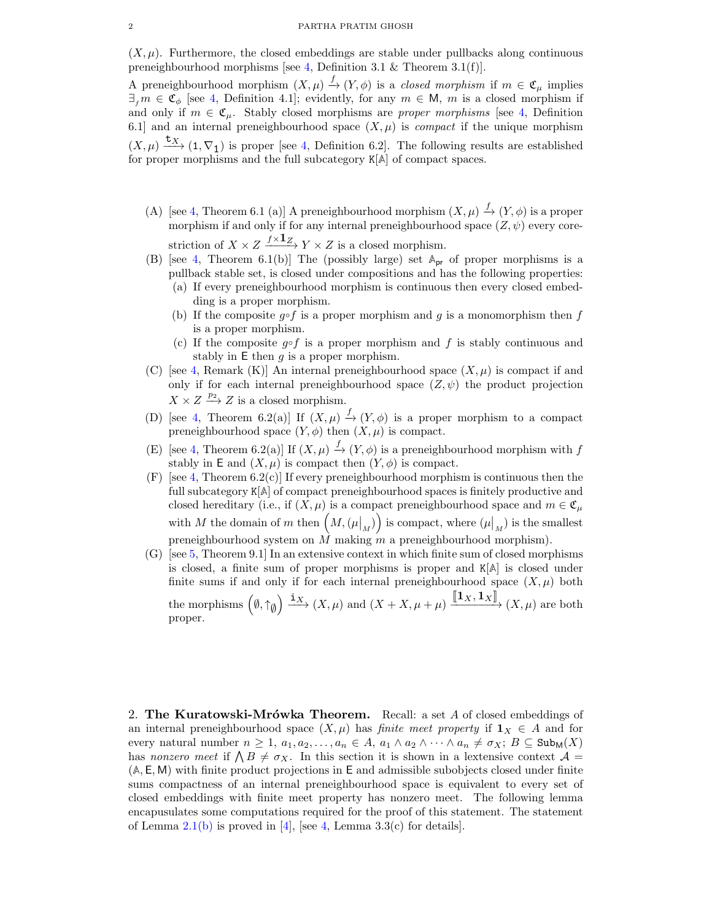$(X, \mu)$. Furthermore, the closed embeddings are stable under pullbacks along continuous preneighbourhood morphisms [see 4, Definition 3.1 & Theorem 3.1(f)].

A preneighbourhood morphism $(X, \mu) \xrightarrow{f} (Y, \phi)$ is a *closed morphism* if $m \in \mathfrak{C}_\mu$ implies $\exists_f m \in \mathfrak{C}_\phi$ [see 4, Definition 4.1]; evidently, for any $m \in \mathsf{M}$, $m$ is a closed morphism if and only if $m \in \mathfrak{C}_\mu$. Stably closed morphisms are *proper morphisms* [see 4, Definition 6.1] and an internal preneighbourhood space $(X, \mu)$ is *compact* if the unique morphism $(X, \mu) \xrightarrow{\mathtt{t}_X} (\mathtt{1}, \nabla_{\mathtt{1}})$ is proper [see 4, Definition 6.2]. The following results are established for proper morphisms and the full subcategory $\mathtt{K}[\mathbb{A}]$ of compact spaces.

(A) [see 4, Theorem 6.1 (a)] A preneighbourhood morphism $(X, \mu) \xrightarrow{f} (Y, \phi)$ is a proper morphism if and only if for any internal preneighbourhood space $(Z, \psi)$ every corestriction of $X \times Z \xrightarrow{f \times \mathbf{1}_Z} Y \times Z$ is a closed morphism.

(B) [see 4, Theorem 6.1(b)] The (possibly large) set $\mathbb{A}_{\mathsf{pr}}$ of proper morphisms is a pullback stable set, is closed under compositions and has the following properties:
  - (a) If every preneighbourhood morphism is continuous then every closed embedding is a proper morphism.
  - (b) If the composite $g \circ f$ is a proper morphism and $g$ is a monomorphism then $f$ is a proper morphism.
  - (c) If the composite $g \circ f$ is a proper morphism and $f$ is stably continuous and stably in $\mathsf{E}$ then $g$ is a proper morphism.

(C) [see 4, Remark (K)] An internal preneighbourhood space $(X, \mu)$ is compact if and only if for each internal preneighbourhood space $(Z, \psi)$ the product projection $X \times Z \xrightarrow{p_2} Z$ is a closed morphism.

(D) [see 4, Theorem 6.2(a)] If $(X, \mu) \xrightarrow{f} (Y, \phi)$ is a proper morphism to a compact preneighbourhood space $(Y, \phi)$ then $(X, \mu)$ is compact.

(E) [see 4, Theorem 6.2(a)] If $(X, \mu) \xrightarrow{f} (Y, \phi)$ is a preneighbourhood morphism with $f$ stably in $\mathsf{E}$ and $(X, \mu)$ is compact then $(Y, \phi)$ is compact.

(F) [see 4, Theorem 6.2(c)] If every preneighbourhood morphism is continuous then the full subcategory $\mathtt{K}[\mathbb{A}]$ of compact preneighbourhood spaces is finitely productive and closed hereditary (i.e., if $(X, \mu)$ is a compact preneighbourhood space and $m \in \mathfrak{C}_\mu$ with $M$ the domain of $m$ then $\left(M, (\mu\big|_M)\right)$ is compact, where $(\mu\big|_M)$ is the smallest preneighbourhood system on $M$ making $m$ a preneighbourhood morphism).

(G) [see 5, Theorem 9.1] In an extensive context in which finite sum of closed morphisms is closed, a finite sum of proper morphisms is proper and $\mathtt{K}[\mathbb{A}]$ is closed under finite sums if and only if for each internal preneighbourhood space $(X, \mu)$ both the morphisms $\left(\emptyset, \uparrow_\emptyset\right) \xrightarrow{\mathtt{i}_X} (X, \mu)$ and $(X + X, \mu + \mu) \xrightarrow{[\![\mathbf{1}_X, \mathbf{1}_X]\!]} (X, \mu)$ are both proper.

2. **The Kuratowski-Mrówka Theorem.** Recall: a set $A$ of closed embeddings of an internal preneighbourhood space $(X, \mu)$ has *finite meet property* if $\mathbf{1}_X \in A$ and for every natural number $n \geq 1$, $a_1, a_2, \ldots, a_n \in A$, $a_1 \wedge a_2 \wedge \cdots \wedge a_n \neq \sigma_X$; $B \subseteq \mathtt{Sub}_{\mathsf{M}}(X)$ has *nonzero meet* if $\bigwedge B \neq \sigma_X$. In this section it is shown in a lextensive context $\mathcal{A} = (\mathbb{A}, \mathsf{E}, \mathsf{M})$ with finite product projections in $\mathsf{E}$ and admissible subobjects closed under finite sums compactness of an internal preneighbourhood space is equivalent to every set of closed embeddings with finite meet property has nonzero meet. The following lemma encapusulates some computations required for the proof of this statement. The statement of Lemma 2.1(b) is proved in [4], [see 4, Lemma 3.3(c) for details].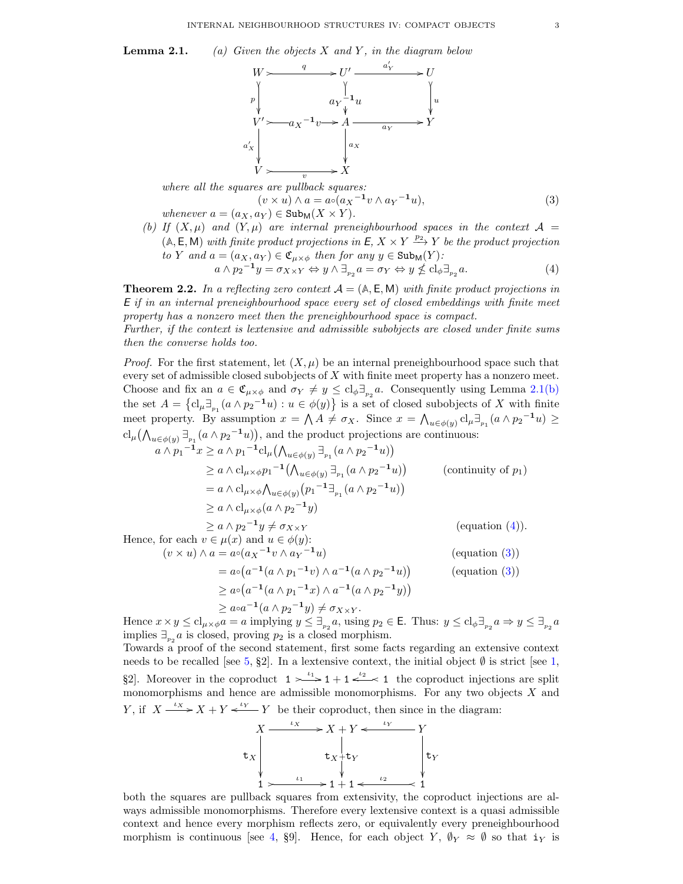**Lemma 2.1.** *(a) Given the objects $X$ and $Y$, in the diagram below*

$$\begin{array}{ccccc}
W & \xrightarrow{q} & U' & \xrightarrow{a_Y'} & U \\
\downarrow p & & \downarrow {a_Y}^{-1}u & & \downarrow u \\
V' & \xrightarrow{{a_X}^{-1}v} & A & \xrightarrow{a_Y} & Y \\
\downarrow a_X' & & \downarrow a_X & & \\
V & \xrightarrow{v} & X & &
\end{array}$$

*where all the squares are pullback squares:*

$$(v \times u) \wedge a = a \circ ({a_X}^{-1} v \wedge {a_Y}^{-1} u), \tag{3}$$

*whenever $a = (a_X, a_Y) \in \mathsf{Sub}_{\mathsf{M}}(X \times Y)$.*

*(b) If $(X, \mu)$ and $(Y, \mu)$ are internal preneighbourhood spaces in the context $\mathcal{A} = (\mathbb{A}, \mathsf{E}, \mathsf{M})$ with finite product projections in $\mathsf{E}$, $X \times Y \xrightarrow{p_2} Y$ be the product projection to $Y$ and $a = (a_X, a_Y) \in \mathfrak{C}_{\mu \times \phi}$ then for any $y \in \mathsf{Sub}_{\mathsf{M}}(Y)$:*

$$a \wedge {p_2}^{-1} y = \sigma_{X \times Y} \Leftrightarrow y \wedge \exists_{p_2} a = \sigma_Y \Leftrightarrow y \nleq \mathrm{cl}_\phi \exists_{p_2} a. \tag{4}$$

**Theorem 2.2.** *In a reflecting zero context $\mathcal{A} = (\mathbb{A}, \mathsf{E}, \mathsf{M})$ with finite product projections in $\mathsf{E}$ if in an internal preneighbourhood space every set of closed embeddings with finite meet property has a nonzero meet then the preneighbourhood space is compact.*
*Further, if the context is lextensive and admissible subobjects are closed under finite sums then the converse holds too.*

*Proof.* For the first statement, let $(X, \mu)$ be an internal preneighbourhood space such that every set of admissible closed subobjects of $X$ with finite meet property has a nonzero meet. Choose and fix an $a \in \mathfrak{C}_{\mu \times \phi}$ and $\sigma_Y \neq y \leq \mathrm{cl}_\phi \exists_{p_2} a$. Consequently using Lemma 2.1(b) the set $A = \left\{ \mathrm{cl}_\mu \exists_{p_1} (a \wedge {p_2}^{-1} u) : u \in \phi(y) \right\}$ is a set of closed subobjects of $X$ with finite meet property. By assumption $x = \bigwedge A \neq \sigma_X$. Since $x = \bigwedge_{u \in \phi(y)} \mathrm{cl}_\mu \exists_{p_1} (a \wedge {p_2}^{-1} u) \geq \mathrm{cl}_\mu \big( \bigwedge_{u \in \phi(y)} \exists_{p_1} (a \wedge {p_2}^{-1} u) \big)$, and the product projections are continuous:

$$\begin{aligned}
a \wedge {p_1}^{-1} x &\geq a \wedge {p_1}^{-1} \mathrm{cl}_\mu \big( \textstyle\bigwedge_{u \in \phi(y)} \exists_{p_1} (a \wedge {p_2}^{-1} u) \big) \\
&\geq a \wedge \mathrm{cl}_{\mu \times \phi} {p_1}^{-1} \big( \textstyle\bigwedge_{u \in \phi(y)} \exists_{p_1} (a \wedge {p_2}^{-1} u) \big) && \text{(continuity of } p_1\text{)} \\
&= a \wedge \mathrm{cl}_{\mu \times \phi} \textstyle\bigwedge_{u \in \phi(y)} \big( {p_1}^{-1} \exists_{p_1} (a \wedge {p_2}^{-1} u) \big) \\
&\geq a \wedge \mathrm{cl}_{\mu \times \phi} (a \wedge {p_2}^{-1} y) \\
&\geq a \wedge {p_2}^{-1} y \neq \sigma_{X \times Y} && \text{(equation (4))}.
\end{aligned}$$

Hence, for each $v \in \mu(x)$ and $u \in \phi(y)$:

$$\begin{aligned}
(v \times u) \wedge a &= a \circ ({a_X}^{-1} v \wedge {a_Y}^{-1} u) && \text{(equation (3))} \\
&= a \circ \big( a^{-1} (a \wedge {p_1}^{-1} v) \wedge a^{-1} (a \wedge {p_2}^{-1} u) \big) && \text{(equation (3))} \\
&\geq a \circ \big( a^{-1} (a \wedge {p_1}^{-1} x) \wedge a^{-1} (a \wedge {p_2}^{-1} y) \big) \\
&\geq a \circ a^{-1} (a \wedge {p_2}^{-1} y) \neq \sigma_{X \times Y}.
\end{aligned}$$

Hence $x \times y \leq \mathrm{cl}_{\mu \times \phi} a = a$ implying $y \leq \exists_{p_2} a$, using $p_2 \in \mathsf{E}$. Thus: $y \leq \mathrm{cl}_\phi \exists_{p_2} a \Rightarrow y \leq \exists_{p_2} a$ implies $\exists_{p_2} a$ is closed, proving $p_2$ is a closed morphism.

Towards a proof of the second statement, first some facts regarding an extensive context needs to be recalled [see 5, §2]. In a lextensive context, the initial object $\emptyset$ is strict [see 1, §2]. Moreover in the coproduct $\mathtt{1} \xrightarrow{\iota_1} \mathtt{1} + \mathtt{1} \xleftarrow{\iota_2} \mathtt{1}$ the coproduct injections are split monomorphisms and hence are admissible monomorphisms. For any two objects $X$ and $Y$, if $X \xrightarrow{\iota_X} X + Y \xleftarrow{\iota_Y} Y$ be their coproduct, then since in the diagram:

$$\begin{array}{ccccc}
X & \xrightarrow{\iota_X} & X + Y & \xleftarrow{\iota_Y} & Y \\
\downarrow \mathtt{t}_X & & \downarrow \mathtt{t}_X + \mathtt{t}_Y & & \downarrow \mathtt{t}_Y \\
\mathtt{1} & \xrightarrow{\iota_1} & \mathtt{1} + \mathtt{1} & \xleftarrow{\iota_2} & \mathtt{1}
\end{array}$$

both the squares are pullback squares from extensivity, the coproduct injections are always admissible monomorphisms. Therefore every lextensive context is a quasi admissible context and hence every morphism reflects zero, or equivalently every preneighbourhood morphism is continuous [see 4, §9]. Hence, for each object $Y$, $\emptyset_Y \approx \emptyset$ so that $\mathtt{i}_Y$ is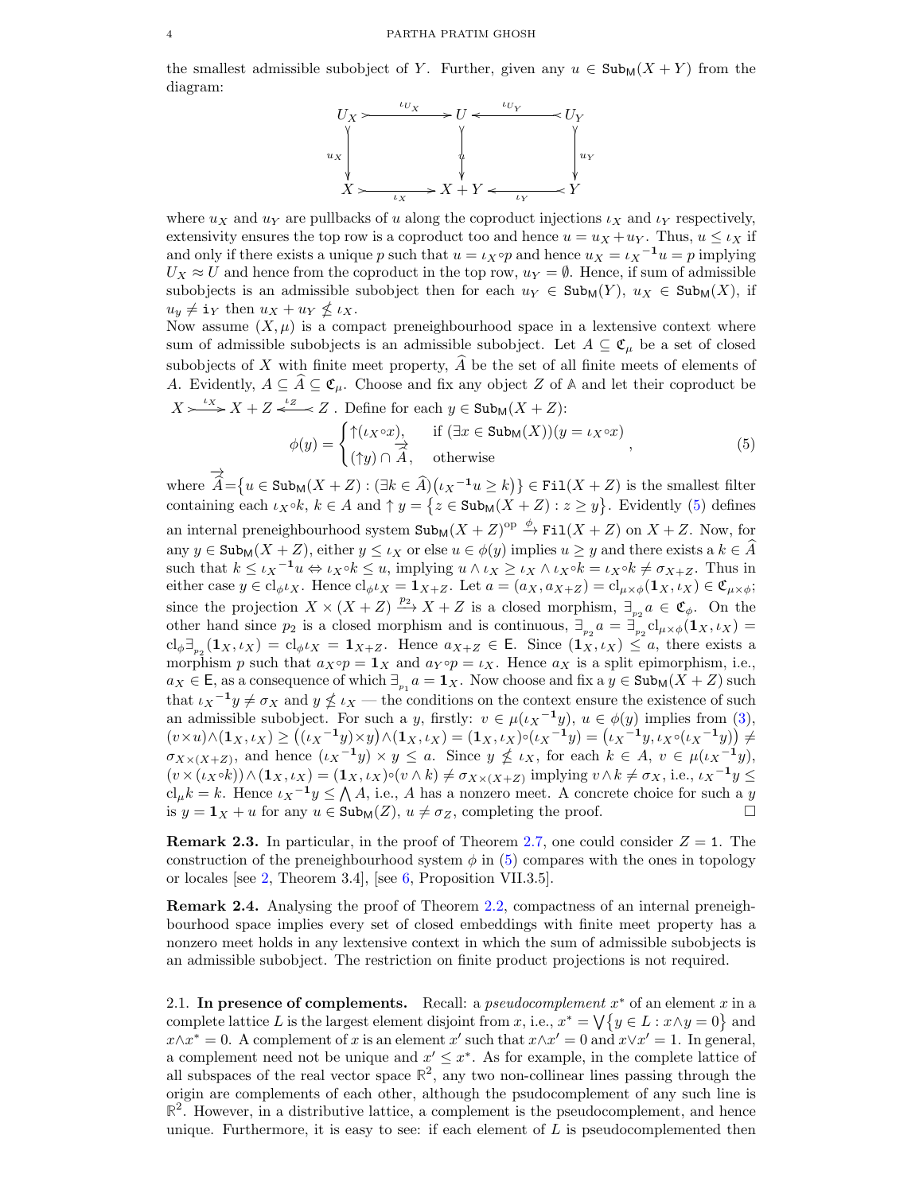the smallest admissible subobject of $Y$. Further, given any $u \in \mathtt{Sub}_{\mathsf{M}}(X+Y)$ from the diagram:

$$\begin{array}{ccccc} U_X & \xrightarrow{\iota_{U_X}} & U & \xleftarrow{\iota_{U_Y}} & U_Y \\ {\scriptstyle u_X}\downarrow & & \downarrow{\scriptstyle u} & & \downarrow{\scriptstyle u_Y} \\ X & \xrightarrow[\iota_X]{} & X+Y & \xleftarrow[\iota_Y]{} & Y \end{array}$$

where $u_X$ and $u_Y$ are pullbacks of $u$ along the coproduct injections $\iota_X$ and $\iota_Y$ respectively, extensivity ensures the top row is a coproduct too and hence $u = u_X + u_Y$. Thus, $u \leq \iota_X$ if and only if there exists a unique $p$ such that $u = \iota_X \circ p$ and hence $u_X = {\iota_X}^{-1} u = p$ implying $U_X \approx U$ and hence from the coproduct in the top row, $u_Y = \emptyset$. Hence, if sum of admissible subobjects is an admissible subobject then for each $u_Y \in \mathtt{Sub}_{\mathsf{M}}(Y)$, $u_X \in \mathtt{Sub}_{\mathsf{M}}(X)$, if $u_y \neq \mathtt{i}_Y$ then $u_X + u_Y \not\leq \iota_X$.

Now assume $(X, \mu)$ is a compact preneighbourhood space in a lextensive context where sum of admissible subobjects is an admissible subobject. Let $A \subseteq \mathfrak{C}_\mu$ be a set of closed subobjects of $X$ with finite meet property, $\widehat{A}$ be the set of all finite meets of elements of $A$. Evidently, $A \subseteq \widehat{A} \subseteq \mathfrak{C}_\mu$. Choose and fix any object $Z$ of $\mathbb{A}$ and let their coproduct be $X \xrightarrow{\iota_X} X + Z \xleftarrow{\iota_Z} Z$ . Define for each $y \in \mathtt{Sub}_{\mathsf{M}}(X+Z)$:

$$\phi(y) = \begin{cases} \uparrow(\iota_X \circ x), & \text{if } (\exists x \in \mathtt{Sub}_{\mathsf{M}}(X))(y = \iota_X \circ x) \\ (\uparrow y) \cap \overrightarrow{\widehat{A}}, & \text{otherwise} \end{cases}, \tag{5}$$

where $\overrightarrow{\widehat{A}} = \big\{ u \in \mathtt{Sub}_{\mathsf{M}}(X+Z) : (\exists k \in \widehat{A})\big({\iota_X}^{-1} u \geq k\big) \big\} \in \mathtt{Fil}(X+Z)$ is the smallest filter containing each $\iota_X \circ k$, $k \in A$ and $\uparrow y = \big\{ z \in \mathtt{Sub}_{\mathsf{M}}(X+Z) : z \geq y \big\}$. Evidently (5) defines an internal preneighbourhood system $\mathtt{Sub}_{\mathsf{M}}(X+Z)^{\mathrm{op}} \xrightarrow{\phi} \mathtt{Fil}(X+Z)$ on $X+Z$. Now, for any $y \in \mathtt{Sub}_{\mathsf{M}}(X+Z)$, either $y \leq \iota_X$ or else $u \in \phi(y)$ implies $u \geq y$ and there exists a $k \in \widehat{A}$ such that $k \leq {\iota_X}^{-1} u \Leftrightarrow \iota_X \circ k \leq u$, implying $u \wedge \iota_X \geq \iota_X \wedge \iota_X \circ k = \iota_X \circ k \neq \sigma_{X+Z}$. Thus in either case $y \in \mathrm{cl}_\phi \iota_X$. Hence $\mathrm{cl}_\phi \iota_X = \mathbf{1}_{X+Z}$. Let $a = (a_X, a_{X+Z}) = \mathrm{cl}_{\mu \times \phi}(\mathbf{1}_X, \iota_X) \in \mathfrak{C}_{\mu \times \phi}$; since the projection $X \times (X+Z) \xrightarrow{p_2} X+Z$ is a closed morphism, $\exists_{p_2} a \in \mathfrak{C}_\phi$. On the other hand since $p_2$ is a closed morphism and is continuous, $\exists_{p_2} a = \exists_{p_2} \mathrm{cl}_{\mu\times\phi}(\mathbf{1}_X, \iota_X) = \mathrm{cl}_\phi \exists_{p_2}(\mathbf{1}_X, \iota_X) = \mathrm{cl}_\phi \iota_X = \mathbf{1}_{X+Z}$. Hence $a_{X+Z} \in \mathsf{E}$. Since $(\mathbf{1}_X, \iota_X) \leq a$, there exists a morphism $p$ such that $a_X \circ p = \mathbf{1}_X$ and $a_Y \circ p = \iota_X$. Hence $a_X$ is a split epimorphism, i.e., $a_X \in \mathsf{E}$, as a consequence of which $\exists_{p_1} a = \mathbf{1}_X$. Now choose and fix a $y \in \mathtt{Sub}_{\mathsf{M}}(X+Z)$ such that ${\iota_X}^{-1} y \neq \sigma_X$ and $y \not\leq \iota_X$ — the conditions on the context ensure the existence of such an admissible subobject. For such a $y$, firstly: $v \in \mu({\iota_X}^{-1} y)$, $u \in \phi(y)$ implies from (3), $(v \times u) \wedge (\mathbf{1}_X, \iota_X) \geq \big(({\iota_X}^{-1} y) \times y\big) \wedge (\mathbf{1}_X, \iota_X) = (\mathbf{1}_X, \iota_X) \circ ({\iota_X}^{-1} y) = \big({\iota_X}^{-1} y, \iota_X \circ ({\iota_X}^{-1} y)\big) \neq \sigma_{X \times (X+Z)}$, and hence $({\iota_X}^{-1} y) \times y \leq a$. Since $y \not\leq \iota_X$, for each $k \in A$, $v \in \mu({\iota_X}^{-1} y)$, $(v \times (\iota_X \circ k)) \wedge (\mathbf{1}_X, \iota_X) = (\mathbf{1}_X, \iota_X) \circ (v \wedge k) \neq \sigma_{X \times (X+Z)}$ implying $v \wedge k \neq \sigma_X$, i.e., ${\iota_X}^{-1} y \leq \mathrm{cl}_\mu k = k$. Hence ${\iota_X}^{-1} y \leq \bigwedge A$, i.e., $A$ has a nonzero meet. A concrete choice for such a $y$ is $y = \mathbf{1}_X + u$ for any $u \in \mathtt{Sub}_{\mathsf{M}}(Z)$, $u \neq \sigma_Z$, completing the proof. $\square$

**Remark 2.3.** In particular, in the proof of Theorem 2.7, one could consider $Z = \mathtt{1}$. The construction of the preneighbourhood system $\phi$ in (5) compares with the ones in topology or locales [see 2, Theorem 3.4], [see 6, Proposition VII.3.5].

**Remark 2.4.** Analysing the proof of Theorem 2.2, compactness of an internal preneighbourhood space implies every set of closed embeddings with finite meet property has a nonzero meet holds in any lextensive context in which the sum of admissible subobjects is an admissible subobject. The restriction on finite product projections is not required.

2.1. **In presence of complements.** Recall: a *pseudocomplement* $x^*$ of an element $x$ in a complete lattice $L$ is the largest element disjoint from $x$, i.e., $x^* = \bigvee \big\{ y \in L : x \wedge y = 0 \big\}$ and $x \wedge x^* = 0$. A complement of $x$ is an element $x'$ such that $x \wedge x' = 0$ and $x \vee x' = 1$. In general, a complement need not be unique and $x' \leq x^*$. As for example, in the complete lattice of all subspaces of the real vector space $\mathbb{R}^2$, any two non-collinear lines passing through the origin are complements of each other, although the psudocomplement of any such line is $\mathbb{R}^2$. However, in a distributive lattice, a complement is the pseudocomplement, and hence unique. Furthermore, it is easy to see: if each element of $L$ is pseudocomplemented then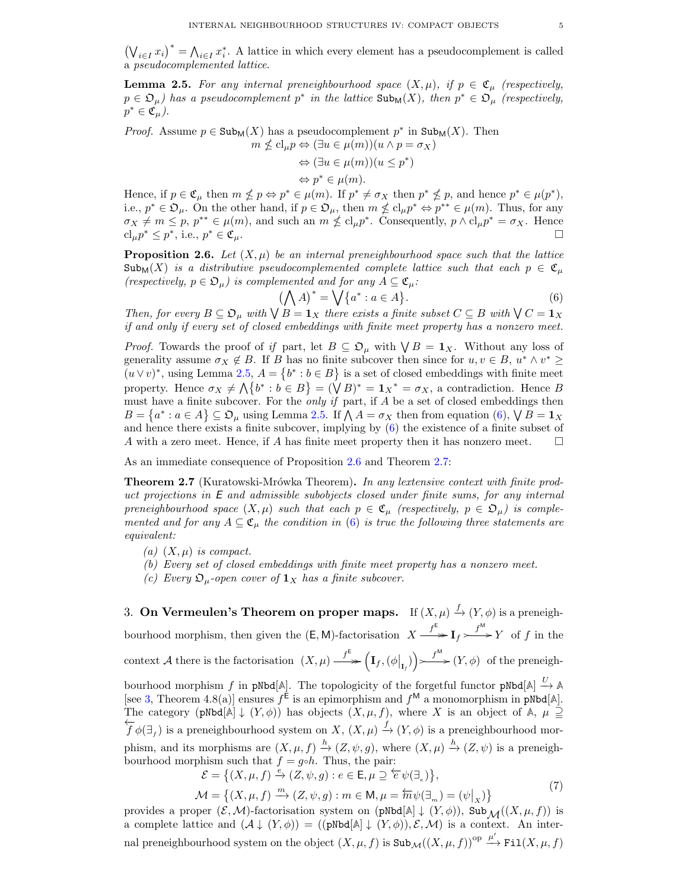$\left(\bigvee_{i\in I} x_i\right)^* = \bigwedge_{i\in I} x_i^*$. A lattice in which every element has a pseudocomplement is called a *pseudocomplemented lattice*.

**Lemma 2.5.** *For any internal preneighbourhood space $(X,\mu)$, if $p \in \mathfrak{C}_\mu$ (respectively, $p \in \mathfrak{O}_\mu$) has a pseudocomplement $p^*$ in the lattice $\mathsf{Sub}_{\mathsf{M}}(X)$, then $p^* \in \mathfrak{O}_\mu$ (respectively, $p^* \in \mathfrak{C}_\mu$).*

*Proof.* Assume $p \in \mathsf{Sub}_{\mathsf{M}}(X)$ has a pseudocomplement $p^*$ in $\mathsf{Sub}_{\mathsf{M}}(X)$. Then

$$\begin{aligned} m \nleq \mathrm{cl}_\mu p &\Leftrightarrow (\exists u \in \mu(m))(u \wedge p = \sigma_X) \\ &\Leftrightarrow (\exists u \in \mu(m))(u \leq p^*) \\ &\Leftrightarrow p^* \in \mu(m). \end{aligned}$$

Hence, if $p \in \mathfrak{C}_\mu$ then $m \nleq p \Leftrightarrow p^* \in \mu(m)$. If $p^* \neq \sigma_X$ then $p^* \nleq p$, and hence $p^* \in \mu(p^*)$, i.e., $p^* \in \mathfrak{O}_\mu$. On the other hand, if $p \in \mathfrak{O}_\mu$, then $m \nleq \mathrm{cl}_\mu p^* \Leftrightarrow p^{**} \in \mu(m)$. Thus, for any $\sigma_X \neq m \leq p$, $p^{**} \in \mu(m)$, and such an $m \nleq \mathrm{cl}_\mu p^*$. Consequently, $p \wedge \mathrm{cl}_\mu p^* = \sigma_X$. Hence $\mathrm{cl}_\mu p^* \leq p^*$, i.e., $p^* \in \mathfrak{C}_\mu$. $\square$

**Proposition 2.6.** *Let $(X,\mu)$ be an internal preneighbourhood space such that the lattice $\mathsf{Sub}_{\mathsf{M}}(X)$ is a distributive pseudocomplemented complete lattice such that each $p \in \mathfrak{C}_\mu$ (respectively, $p \in \mathfrak{O}_\mu$) is complemented and for any $A \subseteq \mathfrak{C}_\mu$:*

$$\left(\bigwedge A\right)^* = \bigvee\left\{a^* : a \in A\right\}. \tag{6}$$

*Then, for every $B \subseteq \mathfrak{O}_\mu$ with $\bigvee B = \mathbf{1}_X$ there exists a finite subset $C \subseteq B$ with $\bigvee C = \mathbf{1}_X$ if and only if every set of closed embeddings with finite meet property has a nonzero meet.*

*Proof.* Towards the proof of *if* part, let $B \subseteq \mathfrak{O}_\mu$ with $\bigvee B = \mathbf{1}_X$. Without any loss of generality assume $\sigma_X \notin B$. If $B$ has no finite subcover then since for $u, v \in B$, $u^* \wedge v^* \geq (u \vee v)^*$, using Lemma 2.5, $A = \left\{b^* : b \in B\right\}$ is a set of closed embeddings with finite meet property. Hence $\sigma_X \neq \bigwedge\left\{b^* : b \in B\right\} = (\bigvee B)^* = {\mathbf{1}_X}^* = \sigma_X$, a contradiction. Hence $B$ must have a finite subcover. For the *only if* part, if $A$ be a set of closed embeddings then $B = \left\{a^* : a \in A\right\} \subseteq \mathfrak{O}_\mu$ using Lemma 2.5. If $\bigwedge A = \sigma_X$ then from equation (6), $\bigvee B = \mathbf{1}_X$ and hence there exists a finite subcover, implying by (6) the existence of a finite subset of $A$ with a zero meet. Hence, if $A$ has finite meet property then it has nonzero meet. $\square$

As an immediate consequence of Proposition 2.6 and Theorem 2.7:

**Theorem 2.7** (Kuratowski-Mrówka Theorem)**.** *In any lextensive context with finite product projections in $\mathsf{E}$ and admissible subobjects closed under finite sums, for any internal preneighbourhood space $(X,\mu)$ such that each $p \in \mathfrak{C}_\mu$ (respectively, $p \in \mathfrak{O}_\mu$) is complemented and for any $A \subseteq \mathfrak{C}_\mu$ the condition in (6) is true the following three statements are equivalent:*

*(a) $(X,\mu)$ is compact.*

*(b) Every set of closed embeddings with finite meet property has a nonzero meet.*

*(c) Every $\mathfrak{O}_\mu$-open cover of $\mathbf{1}_X$ has a finite subcover.*

## 3. On Vermeulen's Theorem on proper maps.

If $(X,\mu) \xrightarrow{f} (Y,\phi)$ is a preneighbourhood morphism, then given the $(\mathsf{E},\mathsf{M})$-factorisation $X \xrightarrow{f^{\mathsf{E}}} \mathbf{I}_f \xrightarrow{f^{\mathsf{M}}} Y$ of $f$ in the context $\mathcal{A}$ there is the factorisation $(X,\mu) \xrightarrow{f^{\mathsf{E}}} \left(\mathbf{I}_f, (\phi\big|_{\mathbf{I}_f})\right) \xrightarrow{f^{\mathsf{M}}} (Y,\phi)$ of the preneighbourhood morphism $f$ in $\mathtt{pNbd}[\mathbb{A}]$. The topologicity of the forgetful functor $\mathtt{pNbd}[\mathbb{A}] \xrightarrow{U} \mathbb{A}$ [see 3, Theorem 4.8(a)] ensures $f^{\mathsf{E}}$ is an epimorphism and $f^{\mathsf{M}}$ a monomorphism in $\mathtt{pNbd}[\mathbb{A}]$. The category $(\mathtt{pNbd}[\mathbb{A}] \downarrow (Y,\phi))$ has objects $(X,\mu,f)$, where $X$ is an object of $\mathbb{A}$, $\mu \supseteq \overleftarrow{f}\phi(\exists_f)$ is a preneighbourhood system on $X$, $(X,\mu) \xrightarrow{f} (Y,\phi)$ is a preneighbourhood morphism, and its morphisms are $(X,\mu,f) \xrightarrow{h} (Z,\psi,g)$, where $(X,\mu) \xrightarrow{h} (Z,\psi)$ is a preneighbourhood morphism such that $f = g \circ h$. Thus, the pair:

$$\begin{aligned} \mathcal{E} &= \left\{(X,\mu,f) \xrightarrow{e} (Z,\psi,g) : e \in \mathsf{E}, \mu \supseteq \overleftarrow{e}\psi(\exists_e)\right\}, \\ \mathcal{M} &= \left\{(X,\mu,f) \xrightarrow{m} (Z,\psi,g) : m \in \mathsf{M}, \mu = \overleftarrow{m}\psi(\exists_m) = (\psi\big|_X)\right\} \end{aligned} \tag{7}$$

provides a proper $(\mathcal{E},\mathcal{M})$-factorisation system on $(\mathtt{pNbd}[\mathbb{A}] \downarrow (Y,\phi))$, $\mathsf{Sub}_{\mathcal{M}}((X,\mu,f))$ is a complete lattice and $(\mathcal{A} \downarrow (Y,\phi)) = ((\mathtt{pNbd}[\mathbb{A}] \downarrow (Y,\phi)), \mathcal{E}, \mathcal{M})$ is a context. An internal preneighbourhood system on the object $(X,\mu,f)$ is $\mathsf{Sub}_{\mathcal{M}}((X,\mu,f))^{\mathrm{op}} \xrightarrow{\mu'} \mathtt{Fil}(X,\mu,f)$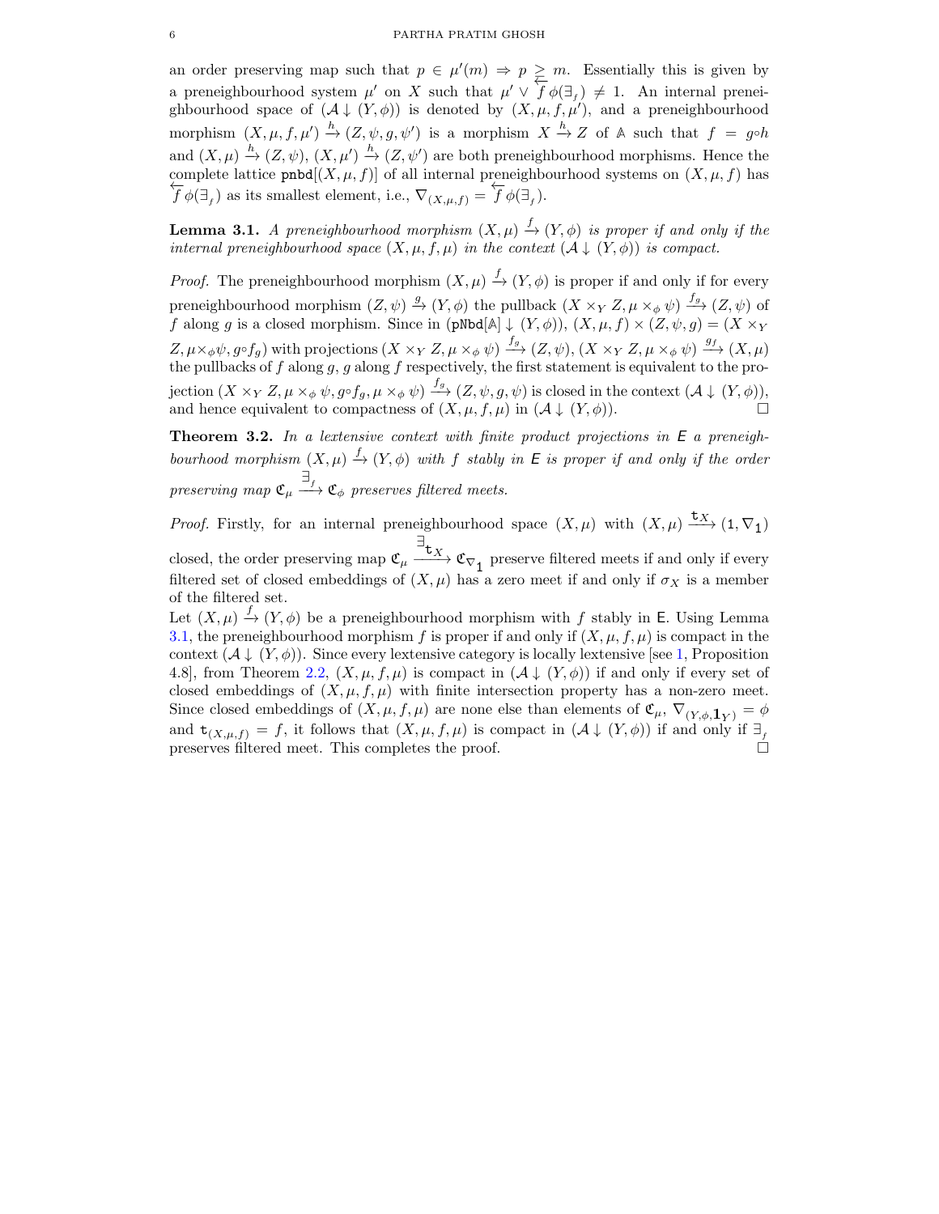an order preserving map such that $p \in \mu'(m) \Rightarrow p \geq m$. Essentially this is given by a preneighbourhood system $\mu'$ on $X$ such that $\mu' \vee \overleftarrow{f}\phi(\exists_f) \neq 1$. An internal preneighbourhood space of $(\mathcal{A} \downarrow (Y, \phi))$ is denoted by $(X, \mu, f, \mu')$, and a preneighbourhood morphism $(X, \mu, f, \mu') \xrightarrow{h} (Z, \psi, g, \psi')$ is a morphism $X \xrightarrow{h} Z$ of $\mathbb{A}$ such that $f = g \circ h$ and $(X, \mu) \xrightarrow{h} (Z, \psi)$, $(X, \mu') \xrightarrow{h} (Z, \psi')$ are both preneighbourhood morphisms. Hence the complete lattice $\mathtt{pnbd}[(X, \mu, f)]$ of all internal preneighbourhood systems on $(X, \mu, f)$ has $\overleftarrow{f}\phi(\exists_f)$ as its smallest element, i.e., $\nabla_{(X,\mu,f)} = \overleftarrow{f}\phi(\exists_f)$.

**Lemma 3.1.** *A preneighbourhood morphism $(X, \mu) \xrightarrow{f} (Y, \phi)$ is proper if and only if the internal preneighbourhood space $(X, \mu, f, \mu)$ in the context $(\mathcal{A} \downarrow (Y, \phi))$ is compact.*

*Proof.* The preneighbourhood morphism $(X, \mu) \xrightarrow{f} (Y, \phi)$ is proper if and only if for every preneighbourhood morphism $(Z, \psi) \xrightarrow{g} (Y, \phi)$ the pullback $(X \times_Y Z, \mu \times_\phi \psi) \xrightarrow{f_g} (Z, \psi)$ of $f$ along $g$ is a closed morphism. Since in $(\mathtt{pNbd}[\mathbb{A}] \downarrow (Y, \phi))$, $(X, \mu, f) \times (Z, \psi, g) = (X \times_Y Z, \mu \times_\phi \psi, g \circ f_g)$ with projections $(X \times_Y Z, \mu \times_\phi \psi) \xrightarrow{f_g} (Z, \psi)$, $(X \times_Y Z, \mu \times_\phi \psi) \xrightarrow{g_f} (X, \mu)$ the pullbacks of $f$ along $g$, $g$ along $f$ respectively, the first statement is equivalent to the projection $(X \times_Y Z, \mu \times_\phi \psi, g \circ f_g, \mu \times_\phi \psi) \xrightarrow{f_g} (Z, \psi, g, \psi)$ is closed in the context $(\mathcal{A} \downarrow (Y, \phi))$, and hence equivalent to compactness of $(X, \mu, f, \mu)$ in $(\mathcal{A} \downarrow (Y, \phi))$. □

**Theorem 3.2.** *In a lextensive context with finite product projections in $\mathsf{E}$ a preneighbourhood morphism $(X, \mu) \xrightarrow{f} (Y, \phi)$ with $f$ stably in $\mathsf{E}$ is proper if and only if the order preserving map $\mathfrak{C}_\mu \xrightarrow{\exists_f} \mathfrak{C}_\phi$ preserves filtered meets.*

*Proof.* Firstly, for an internal preneighbourhood space $(X, \mu)$ with $(X, \mu) \xrightarrow{\mathtt{t}_X} (\mathtt{1}, \nabla_{\mathtt{1}})$ closed, the order preserving map $\mathfrak{C}_\mu \xrightarrow{\exists_{\mathtt{t}_X}} \mathfrak{C}_{\nabla_{\mathtt{1}}}$ preserve filtered meets if and only if every filtered set of closed embeddings of $(X, \mu)$ has a zero meet if and only if $\sigma_X$ is a member of the filtered set.

Let $(X, \mu) \xrightarrow{f} (Y, \phi)$ be a preneighbourhood morphism with $f$ stably in $\mathsf{E}$. Using Lemma 3.1, the preneighbourhood morphism $f$ is proper if and only if $(X, \mu, f, \mu)$ is compact in the context $(\mathcal{A} \downarrow (Y, \phi))$. Since every lextensive category is locally lextensive [see 1, Proposition 4.8], from Theorem 2.2, $(X, \mu, f, \mu)$ is compact in $(\mathcal{A} \downarrow (Y, \phi))$ if and only if every set of closed embeddings of $(X, \mu, f, \mu)$ with finite intersection property has a non-zero meet. Since closed embeddings of $(X, \mu, f, \mu)$ are none else than elements of $\mathfrak{C}_\mu$, $\nabla_{(Y,\phi,\mathbf{1}_Y)} = \phi$ and $\mathtt{t}_{(X,\mu,f)} = f$, it follows that $(X, \mu, f, \mu)$ is compact in $(\mathcal{A} \downarrow (Y, \phi))$ if and only if $\exists_f$ preserves filtered meet. This completes the proof. □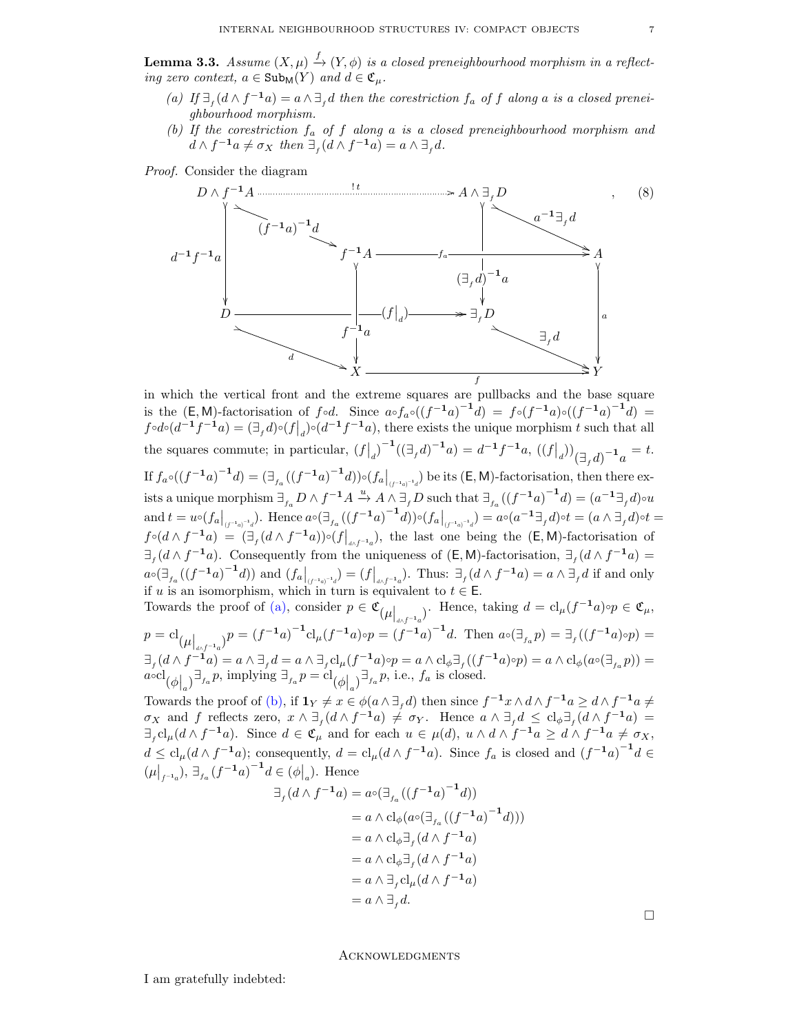**Lemma 3.3.** *Assume $(X,\mu) \xrightarrow{f} (Y,\phi)$ is a closed preneighbourhood morphism in a reflecting zero context, $a \in \mathsf{Sub}_{\mathsf{M}}(Y)$ and $d \in \mathfrak{C}_\mu$.*

*(a) If $\exists_f(d \wedge f^{-1}a) = a \wedge \exists_f d$ then the corestriction $f_a$ of $f$ along $a$ is a closed preneighbourhood morphism.*

*(b) If the corestriction $f_a$ of $f$ along $a$ is a closed preneighbourhood morphism and $d \wedge f^{-1}a \neq \sigma_X$ then $\exists_f(d \wedge f^{-1}a) = a \wedge \exists_f d$.*

*Proof.* Consider the diagram

$$\begin{array}{ccccc}
D \wedge f^{-1}A & \xrightarrow{\quad !t \quad} & & & A \wedge \exists_f D \\
& \searrow^{(f^{-1}a)^{-1}d} & & & \searrow^{a^{-1}\exists_f d} \\
\downarrow^{d^{-1}f^{-1}a} & & f^{-1}A \xrightarrow{\quad f_a \quad} & \downarrow^{(\exists_f d)^{-1}a} & A \\
D & \xrightarrow{\quad (f|_d) \quad} & \downarrow^{f^{-1}a} & \exists_f D & \downarrow^{a} \\
& \searrow_{d} & & \searrow_{\exists_f d} & \\
& & X & \xrightarrow{\quad f \quad} & Y
\end{array} \qquad (8)$$

in which the vertical front and the extreme squares are pullbacks and the base square is the $(\mathsf{E},\mathsf{M})$-factorisation of $f\circ d$. Since $a\circ f_a\circ((f^{-1}a)^{-1}d) = f\circ(f^{-1}a)\circ((f^{-1}a)^{-1}d) = f\circ d\circ(d^{-1}f^{-1}a) = (\exists_f d)\circ(f|_d)\circ(d^{-1}f^{-1}a)$, there exists the unique morphism $t$ such that all the squares commute; in particular, $(f|_d)^{-1}((\exists_f d)^{-1}a) = d^{-1}f^{-1}a$, $((f|_d))_{(\exists_f d)^{-1}a} = t$. If $f_a\circ((f^{-1}a)^{-1}d) = (\exists_{f_a}((f^{-1}a)^{-1}d))\circ(f_a|_{(f^{-1}a)^{-1}d})$ be its $(\mathsf{E},\mathsf{M})$-factorisation, then there exists a unique morphism $\exists_{f_a} D \wedge f^{-1}A \xrightarrow{u} A \wedge \exists_f D$ such that $\exists_{f_a}((f^{-1}a)^{-1}d) = (a^{-1}\exists_f d)\circ u$ and $t = u\circ(f_a|_{(f^{-1}a)^{-1}d})$. Hence $a\circ(\exists_{f_a}((f^{-1}a)^{-1}d))\circ(f_a|_{(f^{-1}a)^{-1}d}) = a\circ(a^{-1}\exists_f d)\circ t = (a \wedge \exists_f d)\circ t = f\circ(d \wedge f^{-1}a) = (\exists_f(d \wedge f^{-1}a))\circ(f|_{d\wedge f^{-1}a})$, the last one being the $(\mathsf{E},\mathsf{M})$-factorisation of $\exists_f(d \wedge f^{-1}a)$. Consequently from the uniqueness of $(\mathsf{E},\mathsf{M})$-factorisation, $\exists_f(d \wedge f^{-1}a) = a\circ(\exists_{f_a}((f^{-1}a)^{-1}d))$ and $(f_a|_{(f^{-1}a)^{-1}d}) = (f|_{d\wedge f^{-1}a})$. Thus: $\exists_f(d \wedge f^{-1}a) = a \wedge \exists_f d$ if and only if $u$ is an isomorphism, which in turn is equivalent to $t \in \mathsf{E}$.

Towards the proof of (a), consider $p \in \mathfrak{C}_{(\mu|_{d\wedge f^{-1}a})}$. Hence, taking $d = \mathrm{cl}_\mu(f^{-1}a)\circ p \in \mathfrak{C}_\mu$, $p = \mathrm{cl}_{(\mu|_{d\wedge f^{-1}a})}p = (f^{-1}a)^{-1}\mathrm{cl}_\mu(f^{-1}a)\circ p = (f^{-1}a)^{-1}d$. Then $a\circ(\exists_{f_a}p) = \exists_f((f^{-1}a)\circ p) = \exists_f(d \wedge f^{-1}a) = a \wedge \exists_f d = a \wedge \exists_f \mathrm{cl}_\mu(f^{-1}a)\circ p = a \wedge \mathrm{cl}_\phi\exists_f((f^{-1}a)\circ p) = a \wedge \mathrm{cl}_\phi(a\circ(\exists_{f_a}p)) = a\circ\mathrm{cl}_{(\phi|_a)}\exists_{f_a}p$, implying $\exists_{f_a}p = \mathrm{cl}_{(\phi|_a)}\exists_{f_a}p$, i.e., $f_a$ is closed.

Towards the proof of (b), if $\mathbf{1}_Y \neq x \in \phi(a \wedge \exists_f d)$ then since $f^{-1}x \wedge d \wedge f^{-1}a \geq d \wedge f^{-1}a \neq \sigma_X$ and $f$ reflects zero, $x \wedge \exists_f(d \wedge f^{-1}a) \neq \sigma_Y$. Hence $a \wedge \exists_f d \leq \mathrm{cl}_\phi\exists_f(d \wedge f^{-1}a) = \exists_f\mathrm{cl}_\mu(d \wedge f^{-1}a)$. Since $d \in \mathfrak{C}_\mu$ and for each $u \in \mu(d)$, $u \wedge d \wedge f^{-1}a \geq d \wedge f^{-1}a \neq \sigma_X$, $d \leq \mathrm{cl}_\mu(d \wedge f^{-1}a)$; consequently, $d = \mathrm{cl}_\mu(d \wedge f^{-1}a)$. Since $f_a$ is closed and $(f^{-1}a)^{-1}d \in (\mu|_{f^{-1}a})$, $\exists_{f_a}(f^{-1}a)^{-1}d \in (\phi|_a)$. Hence

$$\begin{aligned}
\exists_f(d \wedge f^{-1}a) &= a\circ(\exists_{f_a}((f^{-1}a)^{-1}d)) \\
&= a \wedge \mathrm{cl}_\phi(a\circ(\exists_{f_a}((f^{-1}a)^{-1}d))) \\
&= a \wedge \mathrm{cl}_\phi\exists_f(d \wedge f^{-1}a) \\
&= a \wedge \mathrm{cl}_\phi\exists_f(d \wedge f^{-1}a) \\
&= a \wedge \exists_f\mathrm{cl}_\mu(d \wedge f^{-1}a) \\
&= a \wedge \exists_f d.
\end{aligned}$$

□

## Acknowledgments

I am gratefully indebted: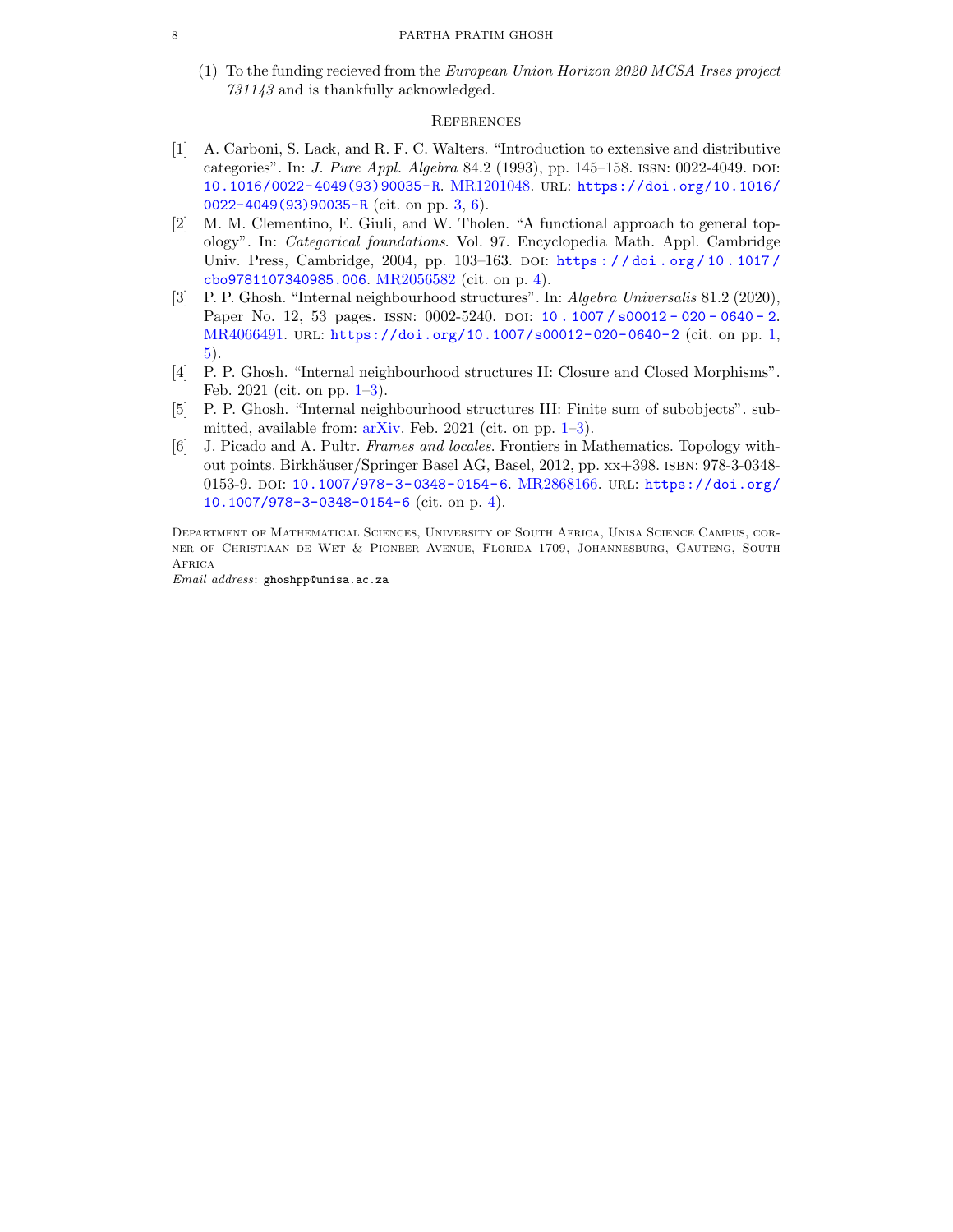(1) To the funding recieved from the *European Union Horizon 2020 MCSA Irses project 731143* and is thankfully acknowledged.

## References

[1] A. Carboni, S. Lack, and R. F. C. Walters. "Introduction to extensive and distributive categories". In: *J. Pure Appl. Algebra* 84.2 (1993), pp. 145–158. issn: 0022-4049. doi: 10.1016/0022-4049(93)90035-R. MR1201048. url: https://doi.org/10.1016/0022-4049(93)90035-R (cit. on pp. 3, 6).

[2] M. M. Clementino, E. Giuli, and W. Tholen. "A functional approach to general topology". In: *Categorical foundations*. Vol. 97. Encyclopedia Math. Appl. Cambridge Univ. Press, Cambridge, 2004, pp. 103–163. doi: https://doi.org/10.1017/cbo9781107340985.006. MR2056582 (cit. on p. 4).

[3] P. P. Ghosh. "Internal neighbourhood structures". In: *Algebra Universalis* 81.2 (2020), Paper No. 12, 53 pages. issn: 0002-5240. doi: 10.1007/s00012-020-0640-2. MR4066491. url: https://doi.org/10.1007/s00012-020-0640-2 (cit. on pp. 1, 5).

[4] P. P. Ghosh. "Internal neighbourhood structures II: Closure and Closed Morphisms". Feb. 2021 (cit. on pp. 1–3).

[5] P. P. Ghosh. "Internal neighbourhood structures III: Finite sum of subobjects". submitted, available from: arXiv. Feb. 2021 (cit. on pp. 1–3).

[6] J. Picado and A. Pultr. *Frames and locales*. Frontiers in Mathematics. Topology without points. Birkhäuser/Springer Basel AG, Basel, 2012, pp. xx+398. isbn: 978-3-0348-0153-9. doi: 10.1007/978-3-0348-0154-6. MR2868166. url: https://doi.org/10.1007/978-3-0348-0154-6 (cit. on p. 4).

Department of Mathematical Sciences, University of South Africa, Unisa Science Campus, corner of Christiaan de Wet & Pioneer Avenue, Florida 1709, Johannesburg, Gauteng, South Africa

*Email address*: ghoshpp@unisa.ac.za